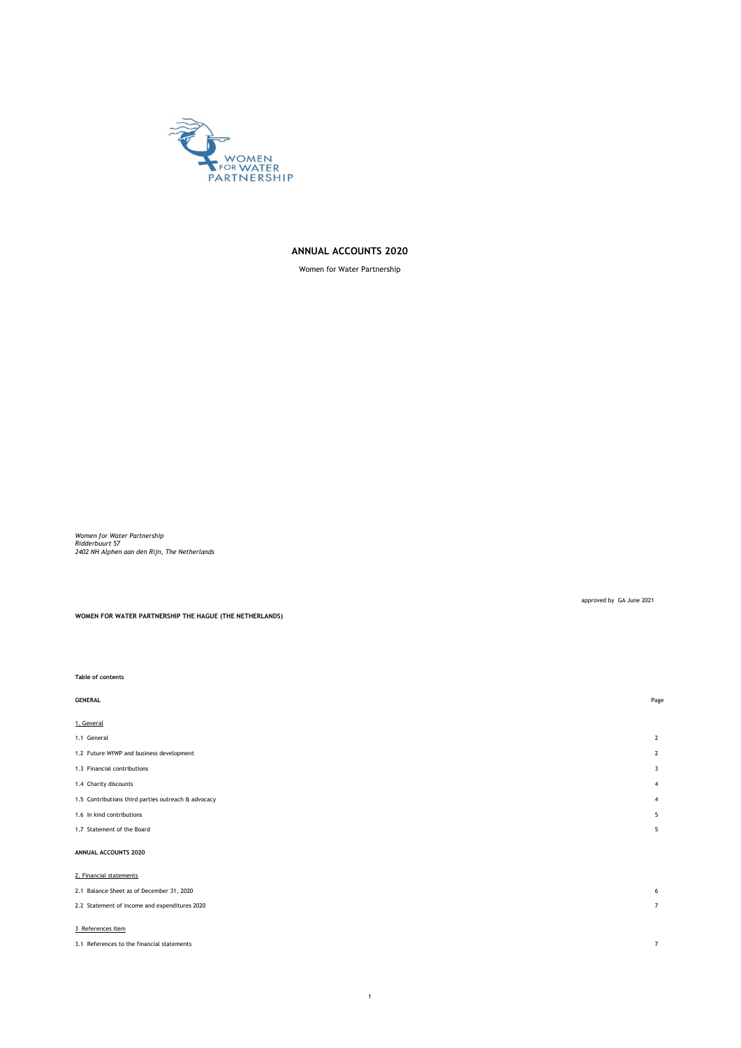# ANNUAL ACCOUNTS 2020

Women for Water Partnership

*Women for Water Partnership*
*Ridderbuurt 57*
*2402 NH Alphen aan den Rijn, The Netherlands*

approved by GA June 2021

**WOMEN FOR WATER PARTNERSHIP THE HAGUE (THE NETHERLANDS)**

**Table of contents**

| **GENERAL** | Page |
|---|---|
| 1. General | |
| 1.1 General | 2 |
| 1.2 Future WfWP and business development | 2 |
| 1.3 Financial contributions | 3 |
| 1.4 Charity discounts | 4 |
| 1.5 Contributions third parties outreach & advocacy | 4 |
| 1.6 In kind contributions | 5 |
| 1.7 Statement of the Board | 5 |
| **ANNUAL ACCOUNTS 2020** | |
| 2. Financial statements | |
| 2.1 Balance Sheet as of December 31, 2020 | 6 |
| 2.2 Statement of income and expenditures 2020 | 7 |
| 3 References item | |
| 3.1 References to the financial statements | 7 |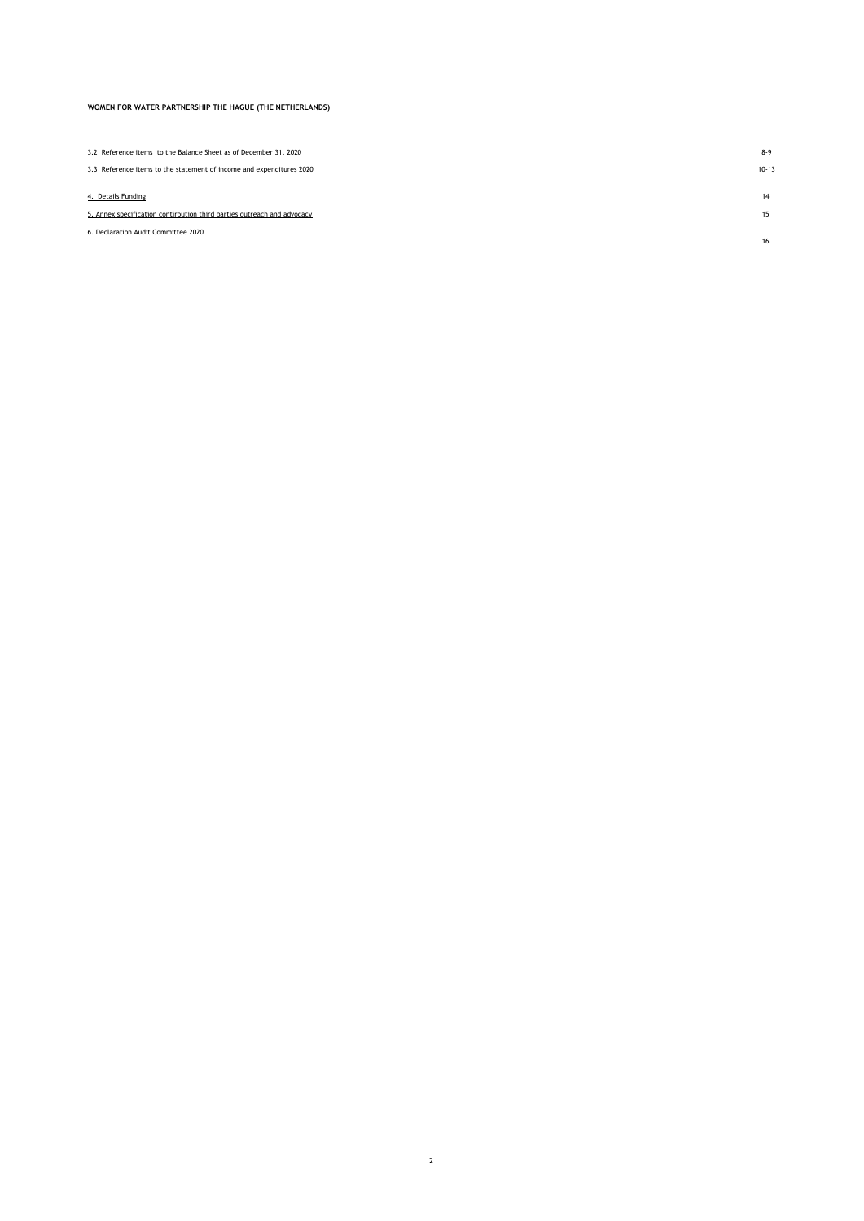**WOMEN FOR WATER PARTNERSHIP THE HAGUE (THE NETHERLANDS)**

| | |
|---|---|
| 3.2 Reference items to the Balance Sheet as of December 31, 2020 | 8-9 |
| 3.3 Reference items to the statement of income and expenditures 2020 | 10-13 |
| 4. Details Funding | 14 |
| 5. Annex specification contirbution third parties outreach and advocacy | 15 |
| 6. Declaration Audit Committee 2020 | 16 |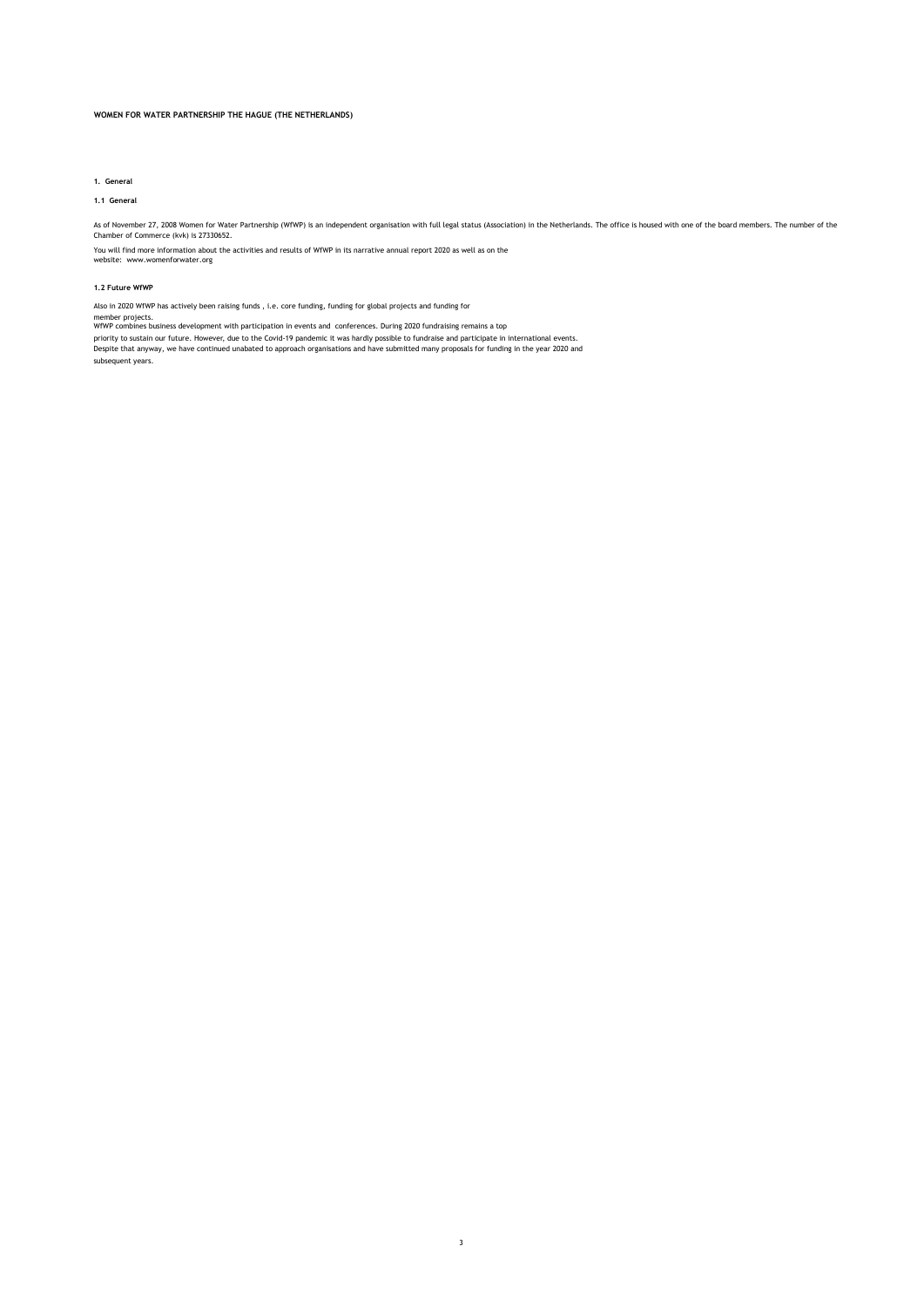**WOMEN FOR WATER PARTNERSHIP THE HAGUE (THE NETHERLANDS)**

## 1. General

### 1.1 General

As of November 27, 2008 Women for Water Partnership (WfWP) is an independent organisation with full legal status (Association) in the Netherlands. The office is housed with one of the board members. The number of the Chamber of Commerce (kvk) is 27330652.

You will find more information about the activities and results of WfWP in its narrative annual report 2020 as well as on the website: www.womenforwater.org

### 1.2 Future WfWP

Also in 2020 WfWP has actively been raising funds , i.e. core funding, funding for global projects and funding for member projects.
WfWP combines business development with participation in events and conferences. During 2020 fundraising remains a top priority to sustain our future. However, due to the Covid-19 pandemic it was hardly possible to fundraise and participate in international events.
Despite that anyway, we have continued unabated to approach organisations and have submitted many proposals for funding in the year 2020 and subsequent years.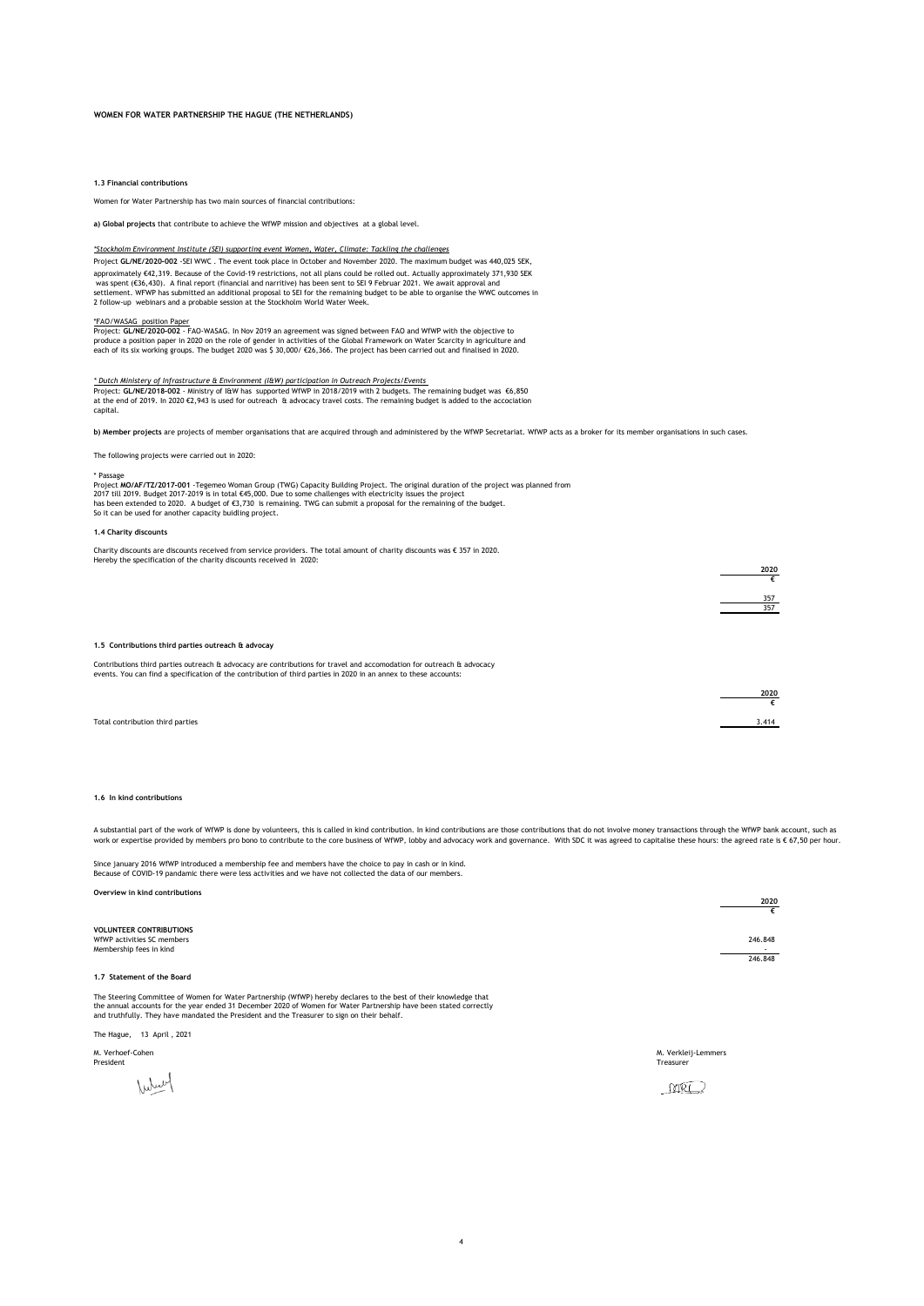**WOMEN FOR WATER PARTNERSHIP THE HAGUE (THE NETHERLANDS)**

#### 1.3 Financial contributions

Women for Water Partnership has two main sources of financial contributions:

**a) Global projects** that contribute to achieve the WfWP mission and objectives at a global level.

*\*Stockholm Environment Institute (SEI) supporting event Women, Water, Climate; Tackling the challenges*

Project **GL/NE/2020-002** -SEI WWC . The event took place in October and November 2020. The maximum budget was 440,025 SEK, approximately €42,319. Because of the Covid-19 restrictions, not all plans could be rolled out. Actually approximately 371,930 SEK was spent (€36,430). A final report (financial and narritive) has been sent to SEI 9 Februar 2021. We await approval and settlement. WFWP has submitted an additional proposal to SEI for the remaining budget to be able to organise the WWC outcomes in 2 follow-up webinars and a probable session at the Stockholm World Water Week.

*FAO/WASAG position Paper

Project: **GL/NE/2020-002** - FAO-WASAG. In Nov 2019 an agreement was signed between FAO and WfWP with the objective to produce a position paper in 2020 on the role of gender in activities of the Global Framework on Water Scarcity in agriculture and each of its six working groups. The budget 2020 was $ 30,000/ €26,366. The project has been carried out and finalised in 2020.

*\* Dutch Ministery of Infrastructure & Environment (I&W) participation in Outreach Projects/Events*

Project: **GL/NE/2018-002** - Ministry of I&W has supported WfWP in 2018/2019 with 2 budgets. The remaining budget was €6,850 at the end of 2019. In 2020 €2,943 is used for outreach & advocacy travel costs. The remaining budget is added to the accociation capital.

**b) Member projects** are projects of member organisations that are acquired through and administered by the WfWP Secretariat. WfWP acts as a broker for its member organisations in such cases.

The following projects were carried out in 2020:

\* Passage

Project **MO/AF/TZ/2017-001** -Tegemeo Woman Group (TWG) Capacity Building Project. The original duration of the project was planned from 2017 till 2019. Budget 2017-2019 is in total €45,000. Due to some challenges with electricity issues the project has been extended to 2020. A budget of €3,730 is remaining. TWG can submit a proposal for the remaining of the budget. So it can be used for another capacity buidling project.

#### 1.4 Charity discounts

Charity discounts are discounts received from service providers. The total amount of charity discounts was € 357 in 2020. Hereby the specification of the charity discounts received in 2020:

| | 2020 |
|---|---|
| | € |
| | 357 |
| | 357 |

#### 1.5 Contributions third parties outreach & advocay

Contributions third parties outreach & advocacy are contributions for travel and accomodation for outreach & advocacy events. You can find a specification of the contribution of third parties in 2020 in an annex to these accounts:

| | 2020 |
|---|---|
| | € |
| Total contribution third parties | 3.414 |

#### 1.6 In kind contributions

A substantial part of the work of WfWP is done by volunteers, this is called in kind contribution. In kind contributions are those contributions that do not involve money transactions through the WfWP bank account, such as work or expertise provided by members pro bono to contribute to the core business of WfWP, lobby and advocacy work and governance. With SDC it was agreed to capitalise these hours: the agreed rate is € 67,50 per hour.

Since january 2016 WfWP introduced a membership fee and members have the choice to pay in cash or in kind. Because of COVID-19 pandamic there were less activities and we have not collected the data of our members.

**Overview in kind contributions**

| | 2020 |
|---|---|
| | € |
| **VOLUNTEER CONTRIBUTIONS** | |
| WfWP activities SC members | 246.848 |
| Membership fees in kind | - |
| | 246.848 |

#### 1.7 Statement of the Board

The Steering Committee of Women for Water Partnership (WfWP) hereby declares to the best of their knowledge that the annual accounts for the year ended 31 December 2020 of Women for Water Partnership have been stated correctly and truthfully. They have mandated the President and the Treasurer to sign on their behalf.

The Hague, 13 April , 2021

M. Verhoef-Cohen
President

M. Verkleij-Lemmers
Treasurer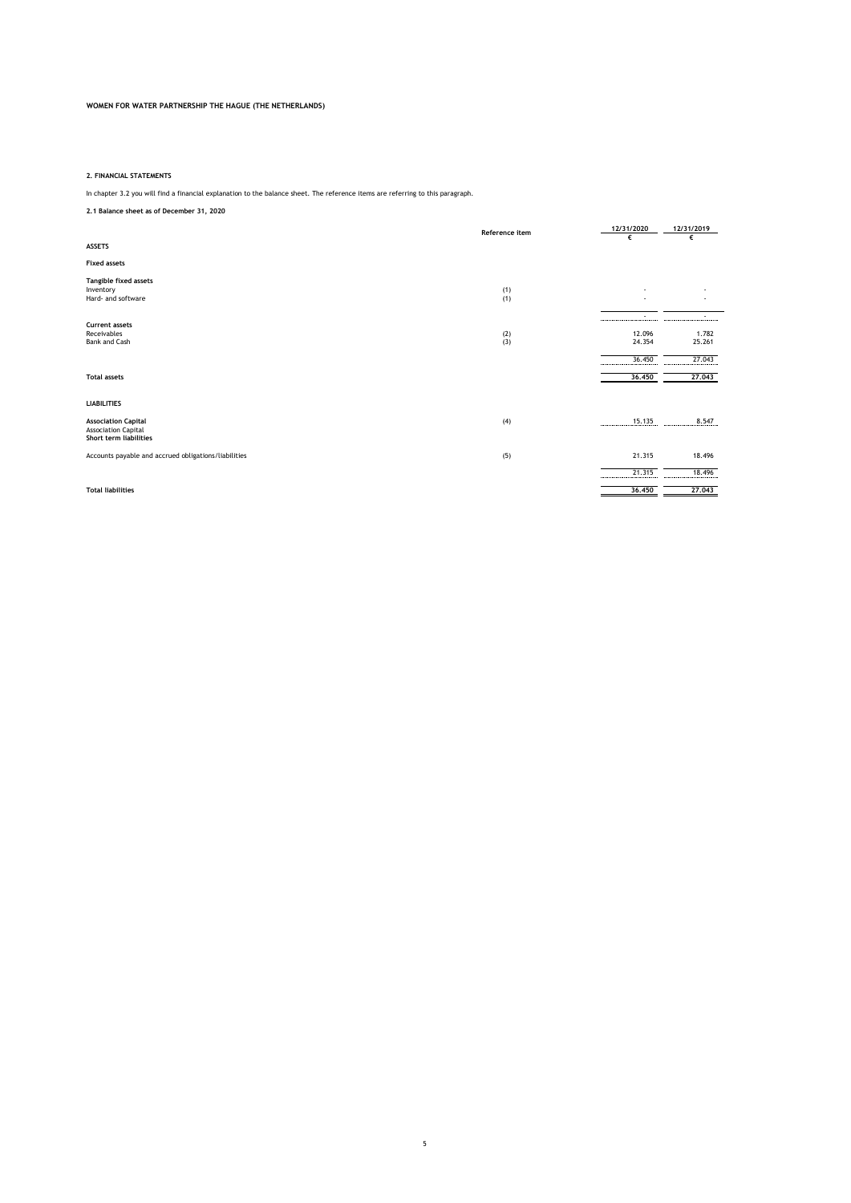**WOMEN FOR WATER PARTNERSHIP THE HAGUE (THE NETHERLANDS)**

## 2. FINANCIAL STATEMENTS

In chapter 3.2 you will find a financial explanation to the balance sheet. The reference items are referring to this paragraph.

### 2.1 Balance sheet as of December 31, 2020

| | Reference item | 12/31/2020 € | 12/31/2019 € |
|---|---|---|---|
| **ASSETS** | | | |
| **Fixed assets** | | | |
| **Tangible fixed assets** | | | |
| Inventory | (1) | - | - |
| Hard- and software | (1) | - | - |
| | | - | - |
| **Current assets** | | | |
| Receivables | (2) | 12.096 | 1.782 |
| Bank and Cash | (3) | 24.354 | 25.261 |
| | | 36.450 | 27.043 |
| **Total assets** | | 36.450 | 27.043 |
| **LIABILITIES** | | | |
| **Association Capital** | (4) | 15.135 | 8.547 |
| Association Capital | | | |
| **Short term liabilities** | | | |
| Accounts payable and accrued obligations/liabilities | (5) | 21.315 | 18.496 |
| | | 21.315 | 18.496 |
| **Total liabilities** | | 36.450 | 27.043 |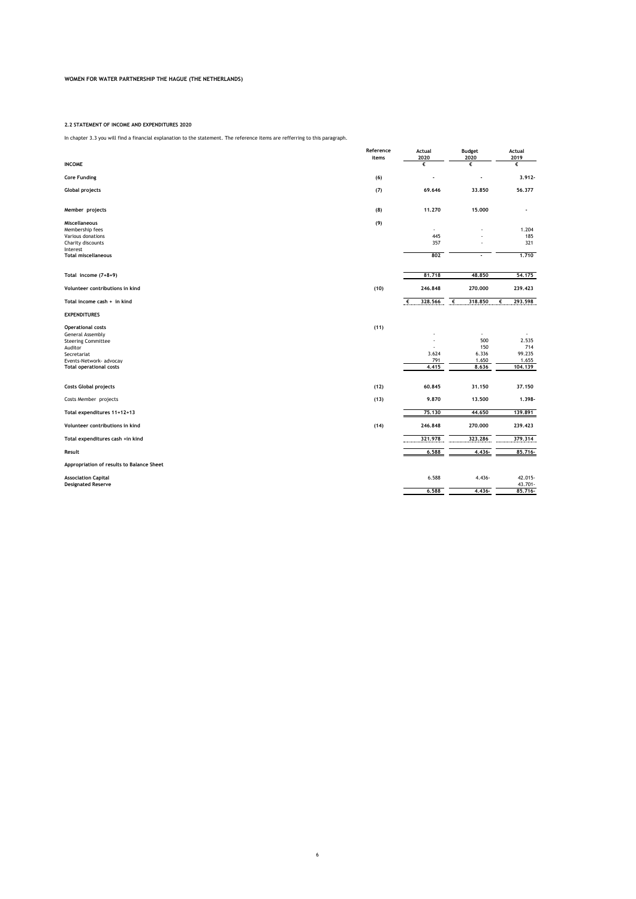**WOMEN FOR WATER PARTNERSHIP THE HAGUE (THE NETHERLANDS)**

**2.2 STATEMENT OF INCOME AND EXPENDITURES 2020**

In chapter 3.3 you will find a financial explanation to the statement. The reference items are refferring to this paragraph.

| | Reference items | Actual 2020 | Budget 2020 | Actual 2019 |
|---|---|---|---|---|
| **INCOME** | | € | € | € |
| **Core Funding** | (6) | - | - | 3.912- |
| **Global projects** | (7) | 69.646 | 33.850 | 56.377 |
| **Member projects** | (8) | 11.270 | 15.000 | - |
| **Miscellaneous** | (9) | | | |
| Membership fees | | - | - | 1.204 |
| Various donations | | 445 | - | 185 |
| Charity discounts | | 357 | - | 321 |
| Interest | | | | |
| **Total miscellaneous** | | 802 | - | 1.710 |
| **Total income (7+8+9)** | | 81.718 | 48.850 | 54.175 |
| **Volunteer contributions in kind** | (10) | 246.848 | 270.000 | 239.423 |
| **Total income cash + in kind** | | € 328.566 | € 318.850 | € 293.598 |
| **EXPENDITURES** | | | | |
| **Operational costs** | (11) | | | |
| General Assembly | | - | - | - |
| Steering Committee | | - | 500 | 2.535 |
| Auditor | | - | 150 | 714 |
| Secretariat | | 3.624 | 6.336 | 99.235 |
| Events-Network- advocay | | 791 | 1.650 | 1.655 |
| **Total operational costs** | | 4.415 | 8.636 | 104.139 |
| **Costs Global projects** | (12) | 60.845 | 31.150 | 37.150 |
| Costs Member projects | (13) | 9.870 | 13.500 | 1.398- |
| **Total expenditures 11+12+13** | | 75.130 | 44.650 | 139.891 |
| **Volunteer contributions in kind** | (14) | 246.848 | 270.000 | 239.423 |
| **Total expenditures cash +in kind** | | 321.978 | 323.286 | 379.314 |
| **Result** | | 6.588 | 4.436- | 85.716- |
| **Appropriation of results to Balance Sheet** | | | | |
| **Association Capital** | | 6.588 | 4.436- | 42.015- |
| **Designated Reserve** | | | | 43.701- |
| | | 6.588 | 4.436- | 85.716- |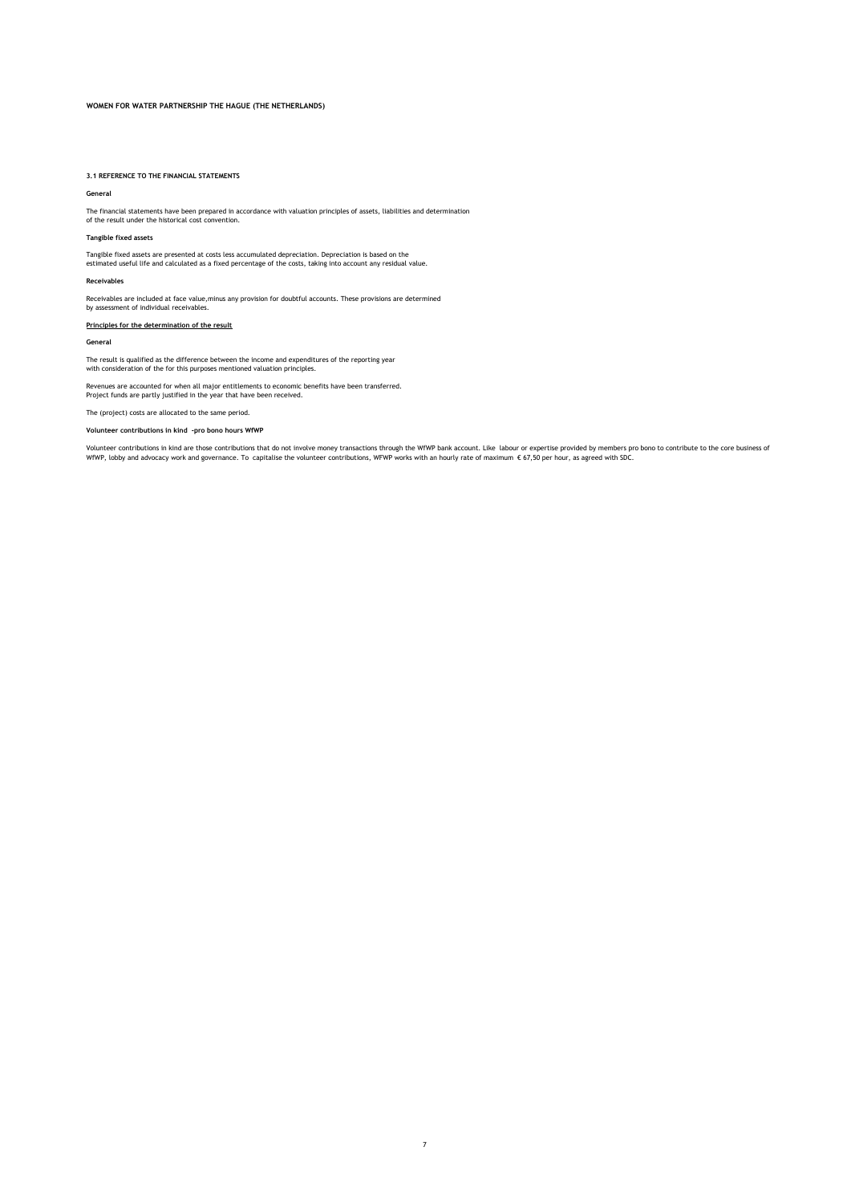**WOMEN FOR WATER PARTNERSHIP THE HAGUE (THE NETHERLANDS)**

## 3.1 REFERENCE TO THE FINANCIAL STATEMENTS

### General

The financial statements have been prepared in accordance with valuation principles of assets, liabilities and determination of the result under the historical cost convention.

### Tangible fixed assets

Tangible fixed assets are presented at costs less accumulated depreciation. Depreciation is based on the estimated useful life and calculated as a fixed percentage of the costs, taking into account any residual value.

### Receivables

Receivables are included at face value,minus any provision for doubtful accounts. These provisions are determined by assessment of individual receivables.

### Principles for the determination of the result

### General

The result is qualified as the difference between the income and expenditures of the reporting year with consideration of the for this purposes mentioned valuation principles.

Revenues are accounted for when all major entitlements to economic benefits have been transferred. Project funds are partly justified in the year that have been received.

The (project) costs are allocated to the same period.

### Volunteer contributions in kind -pro bono hours WfWP

Volunteer contributions in kind are those contributions that do not involve money transactions through the WfWP bank account. Like labour or expertise provided by members pro bono to contribute to the core business of WfWP, lobby and advocacy work and governance. To capitalise the volunteer contributions, WFWP works with an hourly rate of maximum € 67,50 per hour, as agreed with SDC.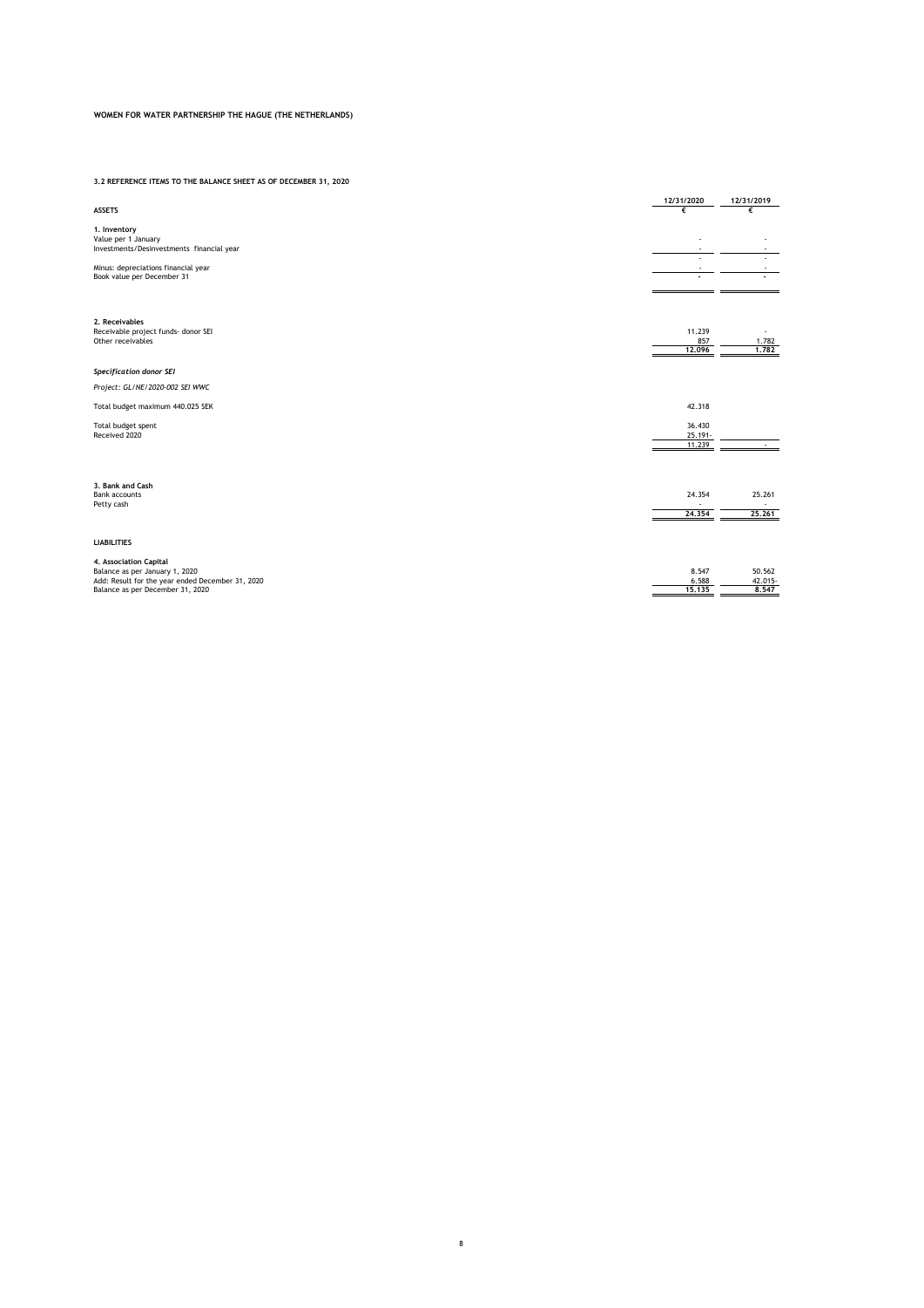**WOMEN FOR WATER PARTNERSHIP THE HAGUE (THE NETHERLANDS)**

**3.2 REFERENCE ITEMS TO THE BALANCE SHEET AS OF DECEMBER 31, 2020**

| | 12/31/2020 | 12/31/2019 |
|---|---|---|
| **ASSETS** | € | € |
| | | |
| **1. Inventory** | | |
| Value per 1 January | - | - |
| Investments/Desinvestments financial year | - | - |
| | - | - |
| Minus: depreciations financial year | - | - |
| Book value per December 31 | - | - |
| | | |
| **2. Receivables** | | |
| Receivable project funds- donor SEI | 11.239 | - |
| Other receivables | 857 | 1.782 |
| | 12.096 | 1.782 |
| | | |
| ***Specification donor SEI*** | | |
| *Project: GL/NE/2020-002 SEI WWC* | | |
| Total budget maximum 440.025 SEK | 42.318 | |
| Total budget spent | 36.430 | |
| Received 2020 | 25.191- | |
| | 11.239 | - |
| | | |
| **3. Bank and Cash** | | |
| Bank accounts | 24.354 | 25.261 |
| Petty cash | - | - |
| | 24.354 | 25.261 |
| | | |
| **LIABILITIES** | | |
| | | |
| **4. Association Capital** | | |
| Balance as per January 1, 2020 | 8.547 | 50.562 |
| Add: Result for the year ended December 31, 2020 | 6.588 | 42.015- |
| Balance as per December 31, 2020 | 15.135 | 8.547 |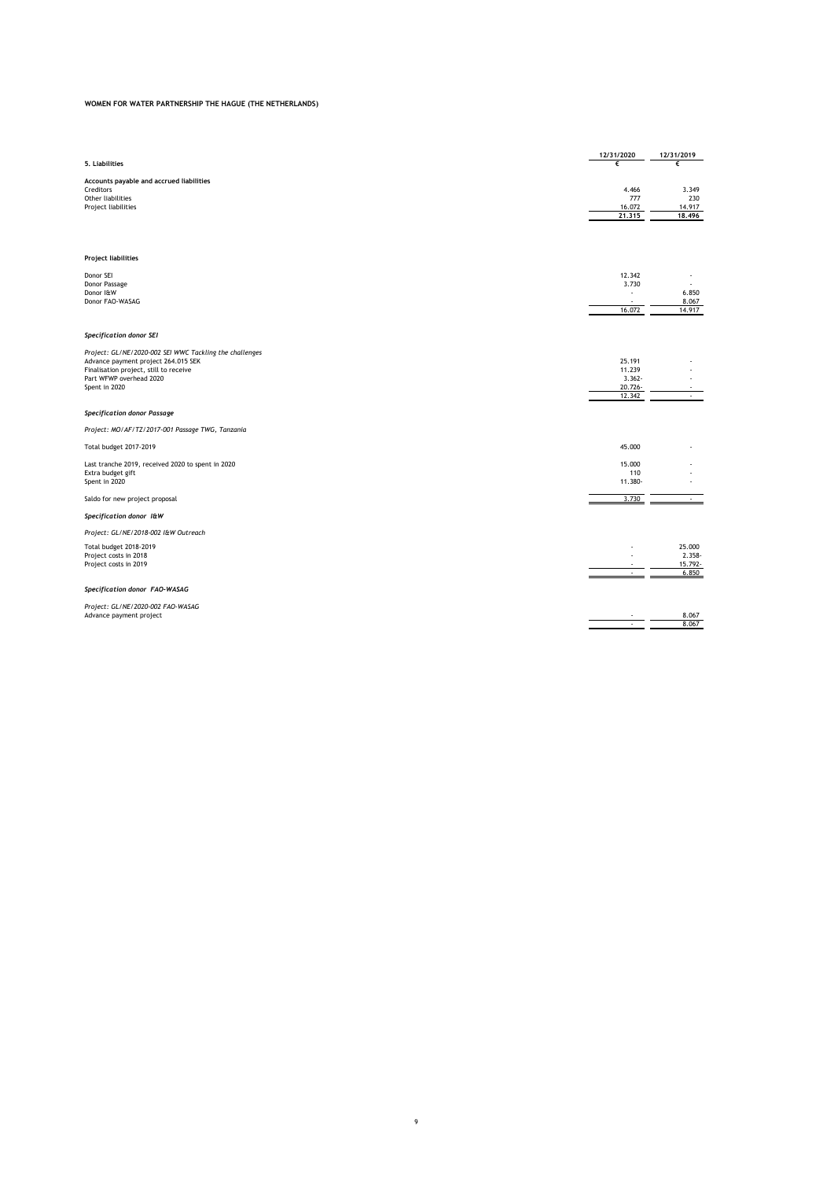**WOMEN FOR WATER PARTNERSHIP THE HAGUE (THE NETHERLANDS)**

| **5. Liabilities** | **12/31/2020**<br>**€** | **12/31/2019**<br>**€** |
|---|---|---|
| **Accounts payable and accrued liabilities** | | |
| Creditors | 4.466 | 3.349 |
| Other liabilities | 777 | 230 |
| Project liabilities | 16.072 | 14.917 |
| | **21.315** | **18.496** |

**Project liabilities**

| | | |
|---|---|---|
| Donor SEI | 12.342 | - |
| Donor Passage | 3.730 | - |
| Donor I&W | - | 6.850 |
| Donor FAO-WASAG | - | 8.067 |
| | 16.072 | 14.917 |

***Specification donor SEI***

*Project: GL/NE/2020-002 SEI WWC Tackling the challenges*

| | | |
|---|---|---|
| Advance payment project 264.015 SEK | 25.191 | - |
| Finalisation project, still to receive | 11.239 | - |
| Part WFWP overhead 2020 | 3.362- | - |
| Spent in 2020 | 20.726- | - |
| | 12.342 | - |

***Specification donor Passage***

*Project: MO/AF/TZ/2017-001 Passage TWG, Tanzania*

| | | |
|---|---|---|
| Total budget 2017-2019 | 45.000 | - |
| Last tranche 2019, received 2020 to spent in 2020 | 15.000 | - |
| Extra budget gift | 110 | - |
| Spent in 2020 | 11.380- | - |
| Saldo for new project proposal | 3.730 | - |

***Specification donor I&W***

*Project: GL/NE/2018-002 I&W Outreach*

| | | |
|---|---|---|
| Total budget 2018-2019 | - | 25.000 |
| Project costs in 2018 | - | 2.358- |
| Project costs in 2019 | - | 15.792- |
| | - | 6.850 |

***Specification donor FAO-WASAG***

*Project: GL/NE/2020-002 FAO-WASAG*

| | | |
|---|---|---|
| Advance payment project | - | 8.067 |
| | - | 8.067 |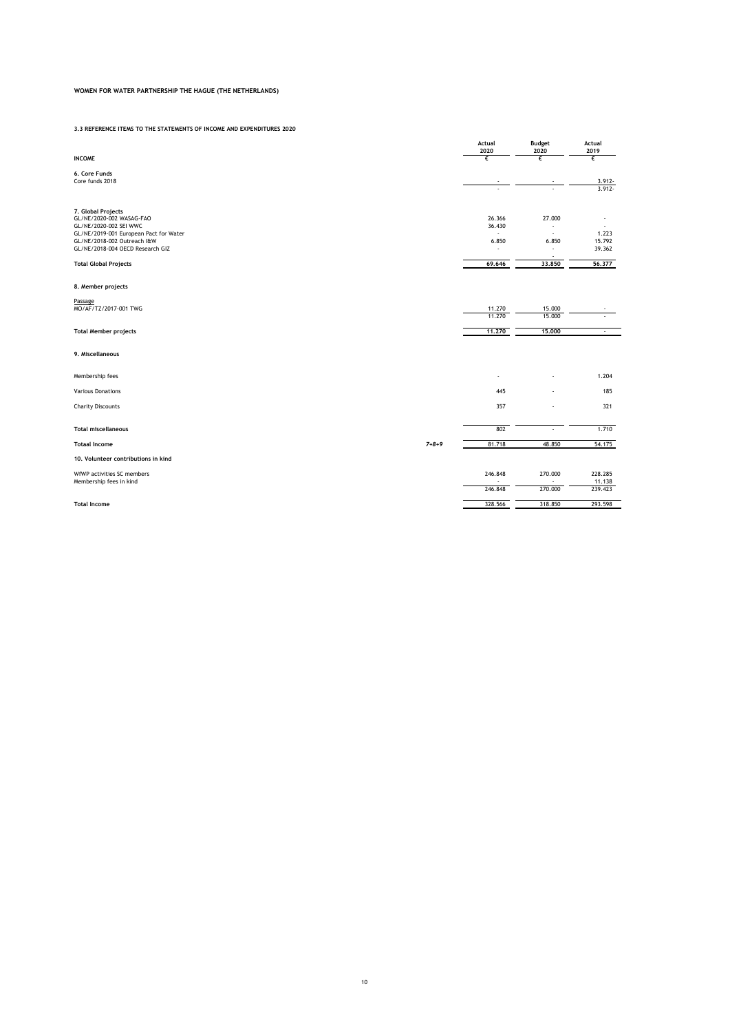**WOMEN FOR WATER PARTNERSHIP THE HAGUE (THE NETHERLANDS)**

**3.3 REFERENCE ITEMS TO THE STATEMENTS OF INCOME AND EXPENDITURES 2020**

| INCOME | | Actual 2020 € | Budget 2020 € | Actual 2019 € |
|---|---|---|---|---|
| **6. Core Funds** | | | | |
| Core funds 2018 | | - | - | 3.912- |
| | | - | - | 3.912- |
| **7. Global Projects** | | | | |
| GL/NE/2020-002 WASAG-FAO | | 26.366 | 27.000 | - |
| GL/NE/2020-002 SEI WWC | | 36.430 | - | - |
| GL/NE/2019-001 European Pact for Water | | - | - | 1.223 |
| GL/NE/2018-002 Outreach I&W | | 6.850 | 6.850 | 15.792 |
| GL/NE/2018-004 OECD Research GIZ | | - | - | 39.362 |
| | | | - | |
| **Total Global Projects** | | 69.646 | 33.850 | 56.377 |
| **8. Member projects** | | | | |
| Passage | | | | |
| MO/AF/TZ/2017-001 TWG | | 11.270 | 15.000 | - |
| | | 11.270 | 15.000 | - |
| **Total Member projects** | | 11.270 | 15.000 | - |
| **9. Miscellaneous** | | | | |
| Membership fees | | - | - | 1.204 |
| Various Donations | | 445 | - | 185 |
| Charity Discounts | | 357 | - | 321 |
| **Total miscellaneous** | | 802 | - | 1.710 |
| **Totaal Income** | *7+8+9* | 81.718 | 48.850 | 54.175 |
| **10. Volunteer contributions in kind** | | | | |
| WfWP activities SC members | | 246.848 | 270.000 | 228.285 |
| Membership fees in kind | | - | - | 11.138 |
| | | 246.848 | 270.000 | 239.423 |
| **Total Income** | | 328.566 | 318.850 | 293.598 |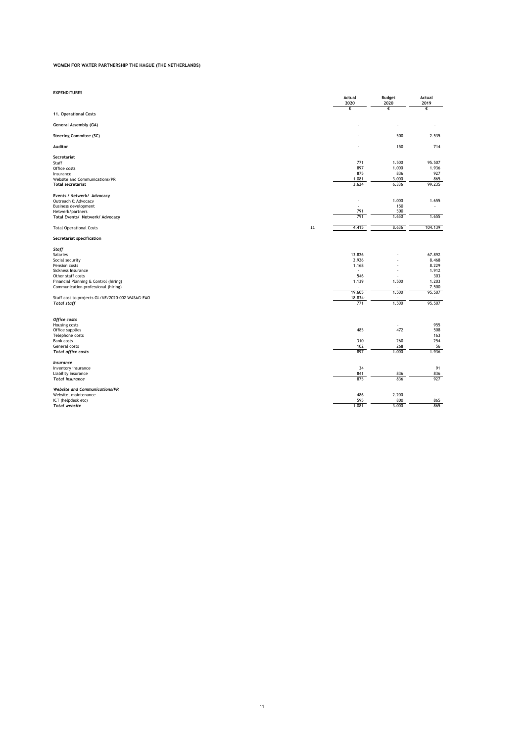**WOMEN FOR WATER PARTNERSHIP THE HAGUE (THE NETHERLANDS)**

**EXPENDITURES**

| | | Actual 2020 | Budget 2020 | Actual 2019 |
|---|---|---|---|---|
| | | € | € | € |
| **11. Operational Costs** | | | | |
| **General Assembly (GA)** | | - | - | - |
| **Steering Commitee (SC)** | | - | 500 | 2.535 |
| **Auditor** | | - | 150 | 714 |
| **Secretariat** | | | | |
| Staff | | 771 | 1.500 | 95.507 |
| Office costs | | 897 | 1.000 | 1.936 |
| Insurance | | 875 | 836 | 927 |
| Website and Communications/PR | | 1.081 | 3.000 | 865 |
| **Total secretariat** | | 3.624 | 6.336 | 99.235 |
| **Events / Netwerk/ Advocacy** | | | | |
| Outreach & Advocacy | | - | 1.000 | 1.655 |
| Business development | | - | 150 | - |
| Netwerk/partners | | 791 | 500 | |
| **Total Events/ Netwerk/ Advocacy** | | 791 | 1.650 | 1.655 |
| Total Operational Costs | 11 | 4.415 | 8.636 | 104.139 |
| **Secretariat specification** | | | | |
| ***Staff*** | | | | |
| Salaries | | 13.826 | - | 67.892 |
| Social security | | 2.926 | - | 8.468 |
| Pension costs | | 1.168 | - | 8.229 |
| Sickness Insurance | | - | - | 1.912 |
| Other staff costs | | 546 | - | 303 |
| Financial Planning & Control (hiring) | | 1.139 | 1.500 | 1.203 |
| Communication professional (hiring) | | - | - | 7.500 |
| | | 19.605 | 1.500 | 95.507 |
| Staff cost to projects GL/NE/2020-002 WASAG-FAO | | 18.834- | - | - |
| ***Total staff*** | | 771 | 1.500 | 95.507 |
| ***Office costs*** | | | | |
| Housing costs | | | - | 955 |
| Office supplies | | 485 | 472 | 508 |
| Telephone costs | | | | 163 |
| Bank costs | | 310 | 260 | 254 |
| General costs | | 102 | 268 | 56 |
| ***Total office costs*** | | 897 | 1.000 | 1.936 |
| ***Insurance*** | | | | |
| Inventory insurance | | 34 | | 91 |
| Liability insurance | | 841 | 836 | 836 |
| ***Total insurance*** | | 875 | 836 | 927 |
| ***Website and Communications/PR*** | | | | |
| Website, maintenance | | 486 | 2.200 | - |
| ICT (helpdesk etc) | | 595 | 800 | 865 |
| ***Total website*** | | 1.081 | 3.000 | 865 |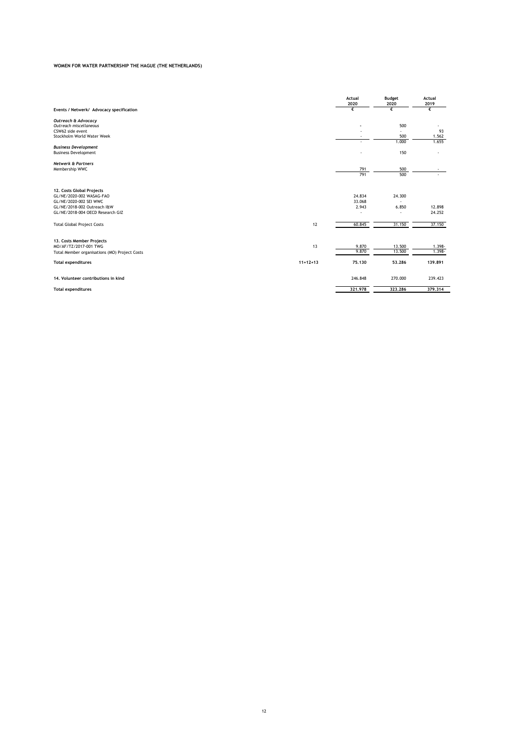**WOMEN FOR WATER PARTNERSHIP THE HAGUE (THE NETHERLANDS)**

| | | Actual 2020 | Budget 2020 | Actual 2019 |
|---|---|---|---|---|
| **Events / Netwerk/ Advocacy specification** | | € | € | € |
| ***Outreach & Advocacy*** | | | | |
| *Outreach miscellaneous* | | - | 500 | - |
| CSW62 side event | | - | - | 93 |
| Stockholm World Water Week | | - | 500 | 1.562 |
| | | - | 1.000 | 1.655 |
| ***Business Development*** | | | | |
| Business Development | | - | 150 | - |
| ***Netwerk & Partners*** | | | | |
| Membership WWC | | 791 | 500 | - |
| | | 791 | 500 | - |
| | | | | |
| **12. Costs Global Projects** | | | | |
| GL/NE/2020-002 WASAG-FAO | | 24.834 | 24.300 | |
| GL/NE/2020-002 SEI WWC | | 33.068 | - | |
| GL/NE/2018-002 Outreach I&W | | 2.943 | 6.850 | 12.898 |
| GL/NE/2018-004 OECD Research GIZ | | - | - | 24.252 |
| Total Global Project Costs | 12 | 60.845 | 31.150 | 37.150 |
| | | | | |
| **13. Costs Member Projects** | | | | |
| MO/AF/TZ/2017-001 TWG | 13 | 9.870 | 13.500 | 1.398- |
| Total Member organisations (MO) Project Costs | | 9.870 | 13.500 | 1.398- |
| **Total expenditures** | 11+12+13 | **75.130** | **53.286** | **139.891** |
| | | | | |
| **14. Volunteer contributions in kind** | | 246.848 | 270.000 | 239.423 |
| | | | | |
| **Total expenditures** | | **321.978** | **323.286** | **379.314** |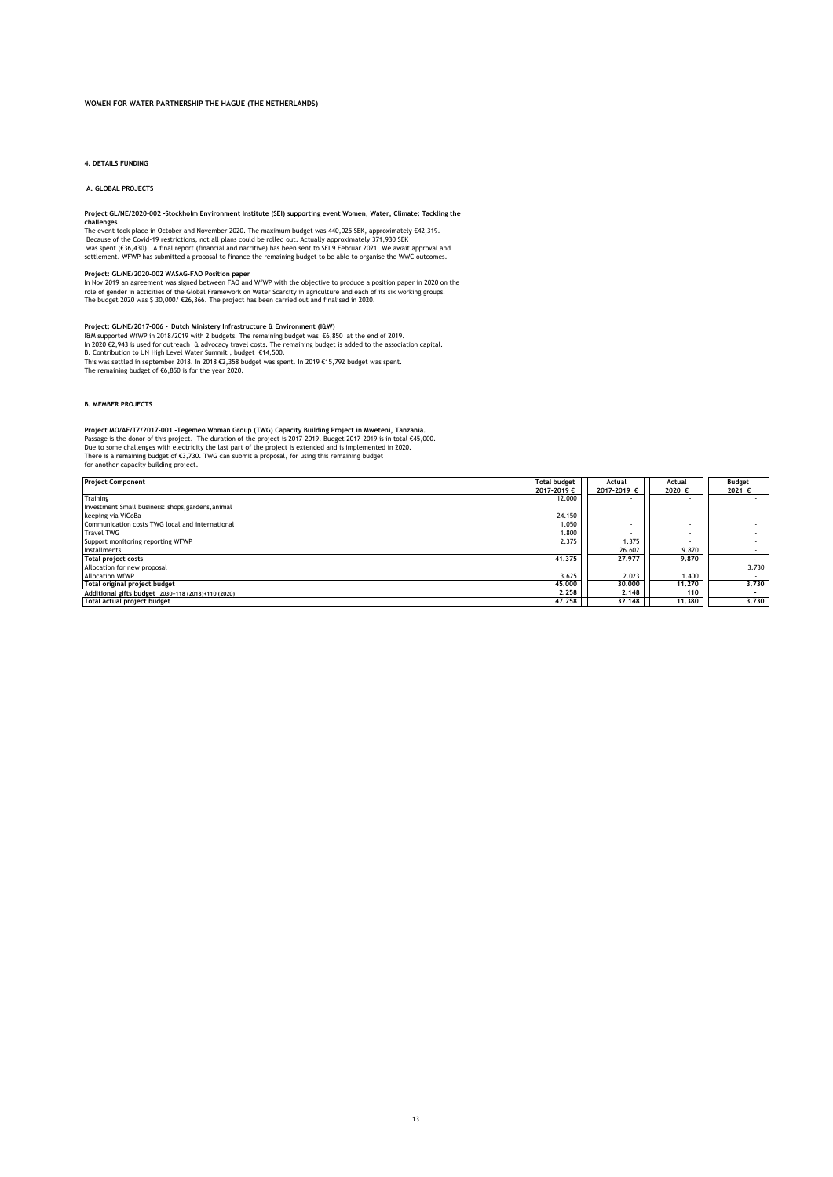**WOMEN FOR WATER PARTNERSHIP THE HAGUE (THE NETHERLANDS)**

## 4. DETAILS FUNDING

### A. GLOBAL PROJECTS

**Project GL/NE/2020-002 -Stockholm Environment Institute (SEI) supporting event Women, Water, Climate: Tackling the challenges**

The event took place in October and November 2020. The maximum budget was 440,025 SEK, approximately €42,319.
Because of the Covid-19 restrictions, not all plans could be rolled out. Actually approximately 371,930 SEK
was spent (€36,430). A final report (financial and narritive) has been sent to SEI 9 Februar 2021. We await approval and settlement. WFWP has submitted a proposal to finance the remaining budget to be able to organise the WWC outcomes.

**Project: GL/NE/2020-002 WASAG-FAO Position paper**

In Nov 2019 an agreement was signed between FAO and WfWP with the objective to produce a position paper in 2020 on the role of gender in acticities of the Global Framework on Water Scarcity in agriculture and each of its six working groups.
The budget 2020 was $ 30,000/ €26,366. The project has been carried out and finalised in 2020.

**Project: GL/NE/2017-006 - Dutch Ministery Infrastructure & Environment (I&W)**

I&M supported WfWP in 2018/2019 with 2 budgets. The remaining budget was €6,850 at the end of 2019.
In 2020 €2,943 is used for outreach & advocacy travel costs. The remaining budget is added to the association capital.
B. Contribution to UN High Level Water Summit , budget €14,500.
This was settled in september 2018. In 2018 €2,358 budget was spent. In 2019 €15,792 budget was spent.
The remaining budget of €6,850 is for the year 2020.

### B. MEMBER PROJECTS

**Project MO/AF/TZ/2017-001 -Tegemeo Woman Group (TWG) Capacity Building Project in Mweteni, Tanzania.**

Passage is the donor of this project. The duration of the project is 2017-2019. Budget 2017-2019 is in total €45,000.
Due to some challenges with electricity the last part of the project is extended and is implemented in 2020.
There is a remaining budget of €3,730. TWG can submit a proposal, for using this remaining budget
for another capacity building project.

| Project Component | Total budget 2017-2019 € | Actual 2017-2019 € | Actual 2020 € | Budget 2021 € |
|---|---|---|---|---|
| Training | 12.000 | - | - | - |
| Investment Small business: shops,gardens,animal keeping via ViCoBa | 24.150 | - | - | - |
| Communication costs TWG local and international | 1.050 | - | - | - |
| Travel TWG | 1.800 | - | - | - |
| Support monitoring reporting WFWP | 2.375 | 1.375 | - | - |
| Installments | | 26.602 | 9.870 | - |
| **Total project costs** | **41.375** | **27.977** | **9.870** | **-** |
| Allocation for new proposal | | | | 3.730 |
| Allocation WfWP | 3.625 | 2.023 | 1.400 | - |
| **Total original project budget** | **45.000** | **30.000** | **11.270** | **3.730** |
| **Additional gifts budget** 2030+118 (2018)+110 (2020) | **2.258** | **2.148** | **110** | **-** |
| **Total actual project budget** | **47.258** | **32.148** | **11.380** | **3.730** |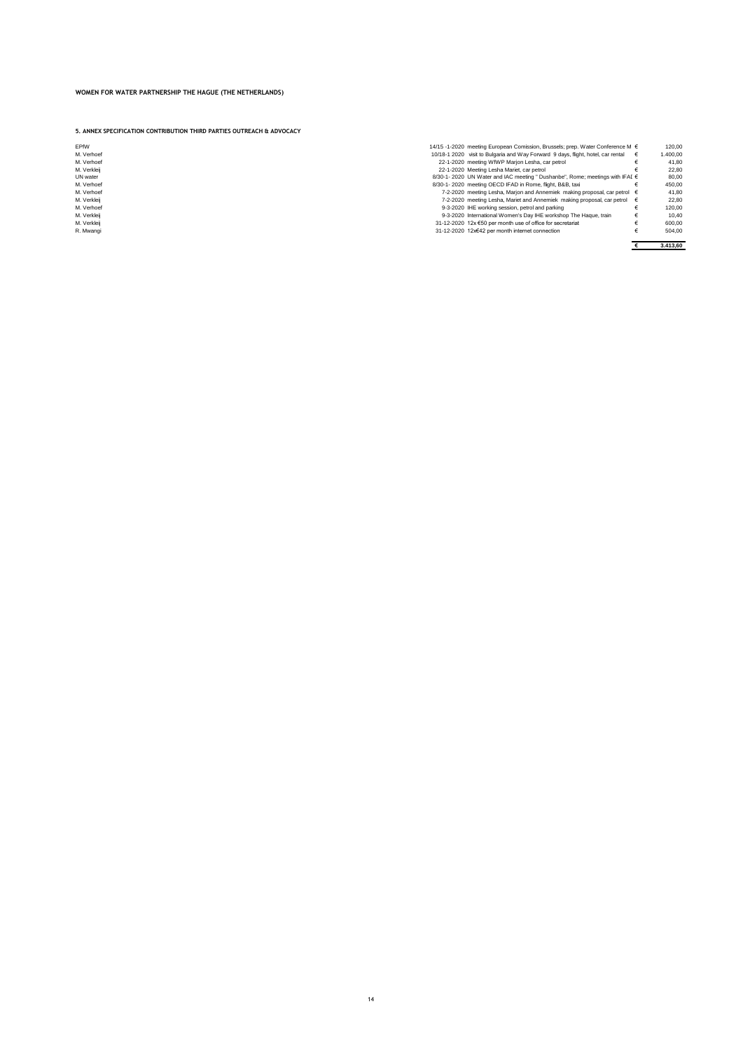**WOMEN FOR WATER PARTNERSHIP THE HAGUE (THE NETHERLANDS)**

**5. ANNEX SPECIFICATION CONTRIBUTION THIRD PARTIES OUTREACH & ADVOCACY**

| | | | | |
|---|---|---|---|---|
| EPfW | 14/15 -1-2020 | meeting European Comission, Brussels; prep. Water Conference M | € | 120,00 |
| M. Verhoef | 10/18-1 2020 | visit to Bulgaria and Way Forward 9 days, flight, hotel, car rental | € | 1.400,00 |
| M. Verhoef | 22-1-2020 | meeting WfWP Marjon Lesha, car petrol | € | 41,80 |
| M. Verkleij | 22-1-2020 | Meeting Lesha Mariet, car petrol | € | 22,80 |
| UN water | 8/30-1- 2020 | UN Water and IAC meeting " Dushanbe", Rome; meetings with IFAD | € | 80,00 |
| M. Verhoef | 8/30-1- 2020 | meeting OECD IFAD in Rome, flight, B&B, taxi | € | 450,00 |
| M. Verhoef | 7-2-2020 | meeting Lesha, Marjon and Annemiek making proposal, car petrol | € | 41,80 |
| M. Verkleij | 7-2-2020 | meeting Lesha, Mariet and Annemiek making proposal, car petrol | € | 22,80 |
| M. Verhoef | 9-3-2020 | IHE working session, petrol and parking | € | 120,00 |
| M. Verkleij | 9-3-2020 | International Women's Day IHE workshop The Haque, train | € | 10,40 |
| M. Verkleij | 31-12-2020 | 12x €50 per month use of office for secretariat | € | 600,00 |
| R. Mwangi | 31-12-2020 | 12x€42 per month internet connection | € | 504,00 |
| | | | **€** | **3.413,60** |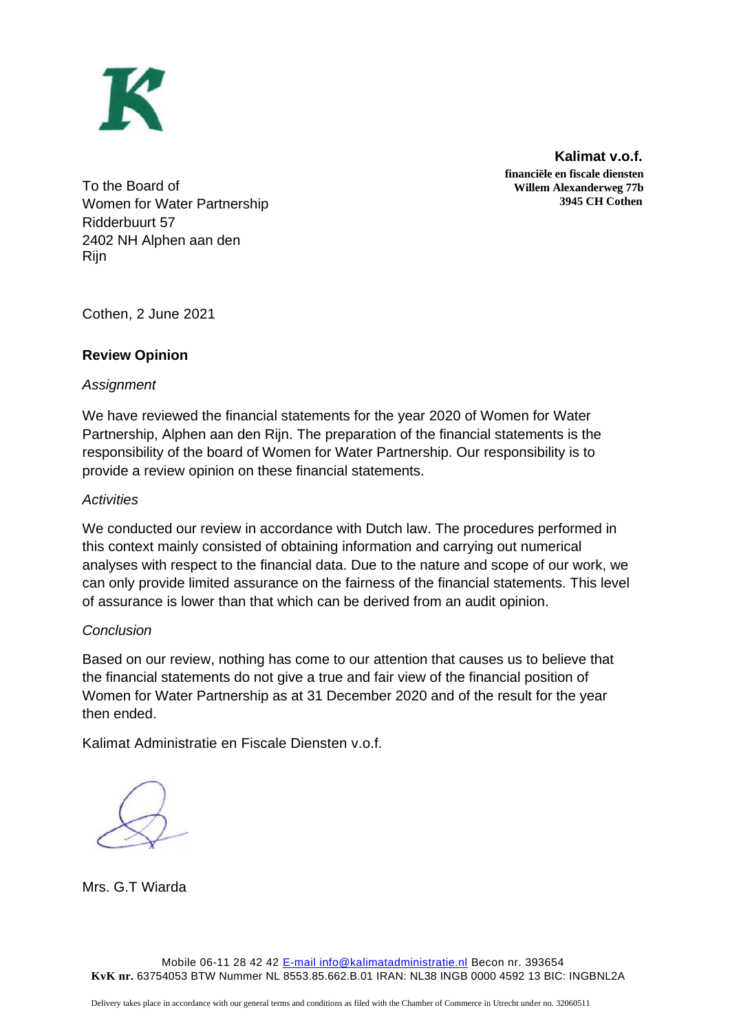**Kalimat v.o.f.**
**financiële en fiscale diensten**
**Willem Alexanderweg 77b**
**3945 CH Cothen**

To the Board of
Women for Water Partnership
Ridderbuurt 57
2402 NH Alphen aan den Rijn

Cothen, 2 June 2021

## Review Opinion

*Assignment*

We have reviewed the financial statements for the year 2020 of Women for Water Partnership, Alphen aan den Rijn. The preparation of the financial statements is the responsibility of the board of Women for Water Partnership. Our responsibility is to provide a review opinion on these financial statements.

*Activities*

We conducted our review in accordance with Dutch law. The procedures performed in this context mainly consisted of obtaining information and carrying out numerical analyses with respect to the financial data. Due to the nature and scope of our work, we can only provide limited assurance on the fairness of the financial statements. This level of assurance is lower than that which can be derived from an audit opinion.

*Conclusion*

Based on our review, nothing has come to our attention that causes us to believe that the financial statements do not give a true and fair view of the financial position of Women for Water Partnership as at 31 December 2020 and of the result for the year then ended.

Kalimat Administratie en Fiscale Diensten v.o.f.

Mrs. G.T Wiarda

Mobile 06-11 28 42 42 E-mail info@kalimatadministratie.nl Becon nr. 393654
**KvK nr.** 63754053 BTW Nummer NL 8553.85.662.B.01 IRAN: NL38 INGB 0000 4592 13 BIC: INGBNL2A

Delivery takes place in accordance with our general terms and conditions as filed with the Chamber of Commerce in Utrecht under no. 32060511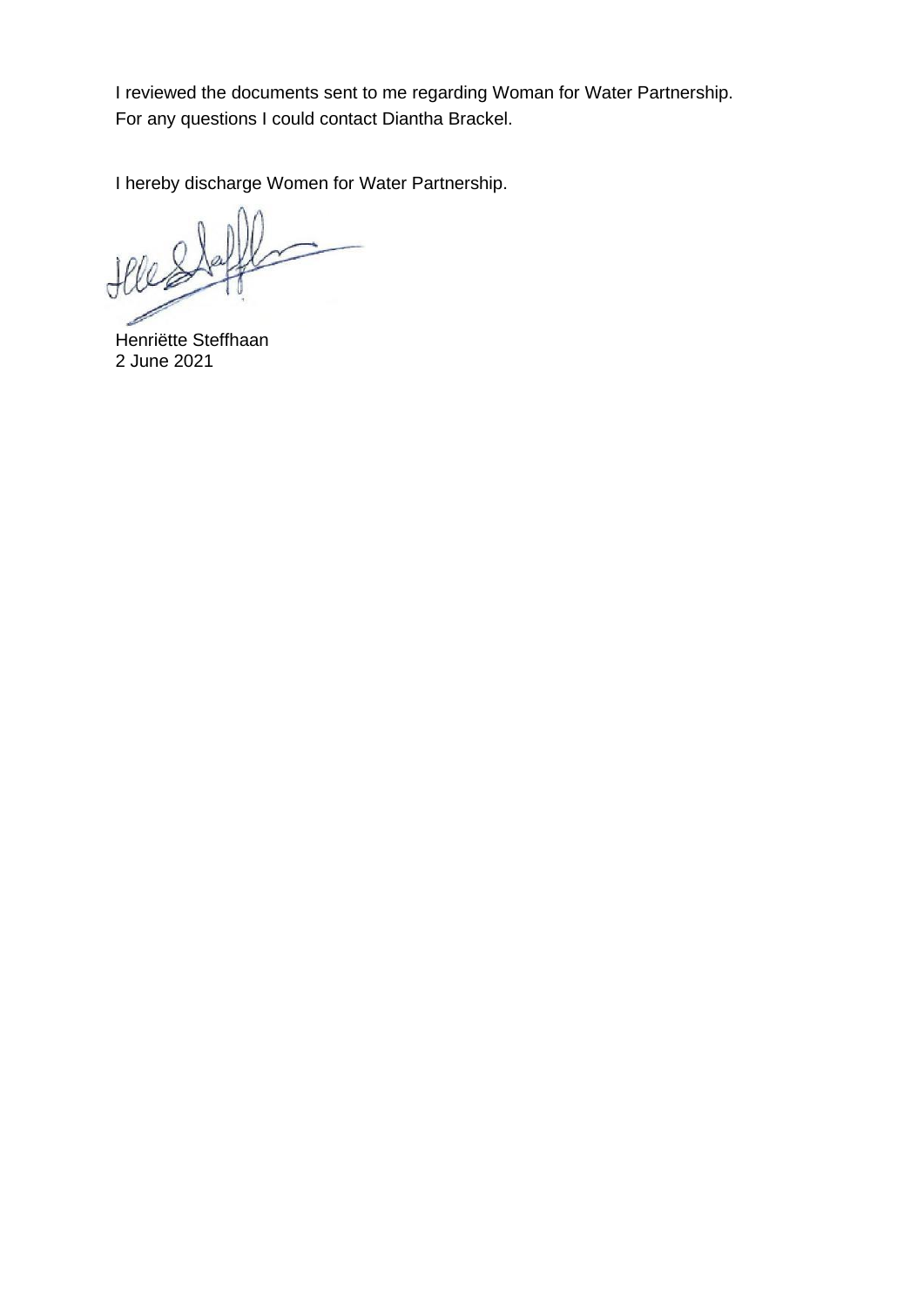I reviewed the documents sent to me regarding Woman for Water Partnership.
For any questions I could contact Diantha Brackel.

I hereby discharge Women for Water Partnership.

Henriëtte Steffhaan
2 June 2021